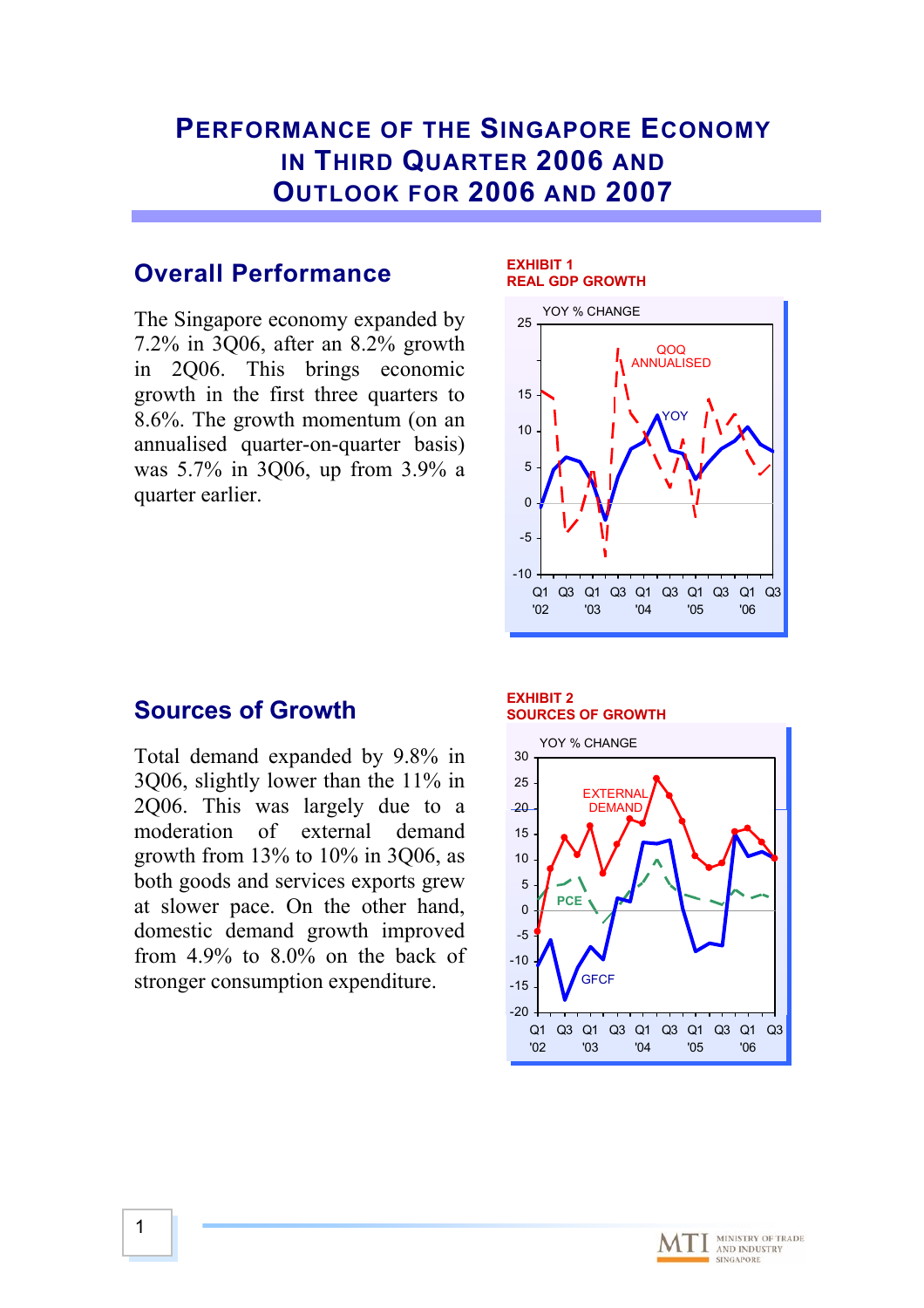# Performance of the Singapore Economy in Third Quarter 2006 and Outlook for 2006 and 2007

## Overall Performance

The Singapore economy expanded by 7.2% in 3Q06, after an 8.2% growth in 2Q06. This brings economic growth in the first three quarters to 8.6%. The growth momentum (on an annualised quarter-on-quarter basis) was 5.7% in 3Q06, up from 3.9% a quarter earlier.

**EXHIBIT 1**
**REAL GDP GROWTH**

## Sources of Growth

Total demand expanded by 9.8% in 3Q06, slightly lower than the 11% in 2Q06. This was largely due to a moderation of external demand growth from 13% to 10% in 3Q06, as both goods and services exports grew at slower pace. On the other hand, domestic demand growth improved from 4.9% to 8.0% on the back of stronger consumption expenditure.

**EXHIBIT 2**
**SOURCES OF GROWTH**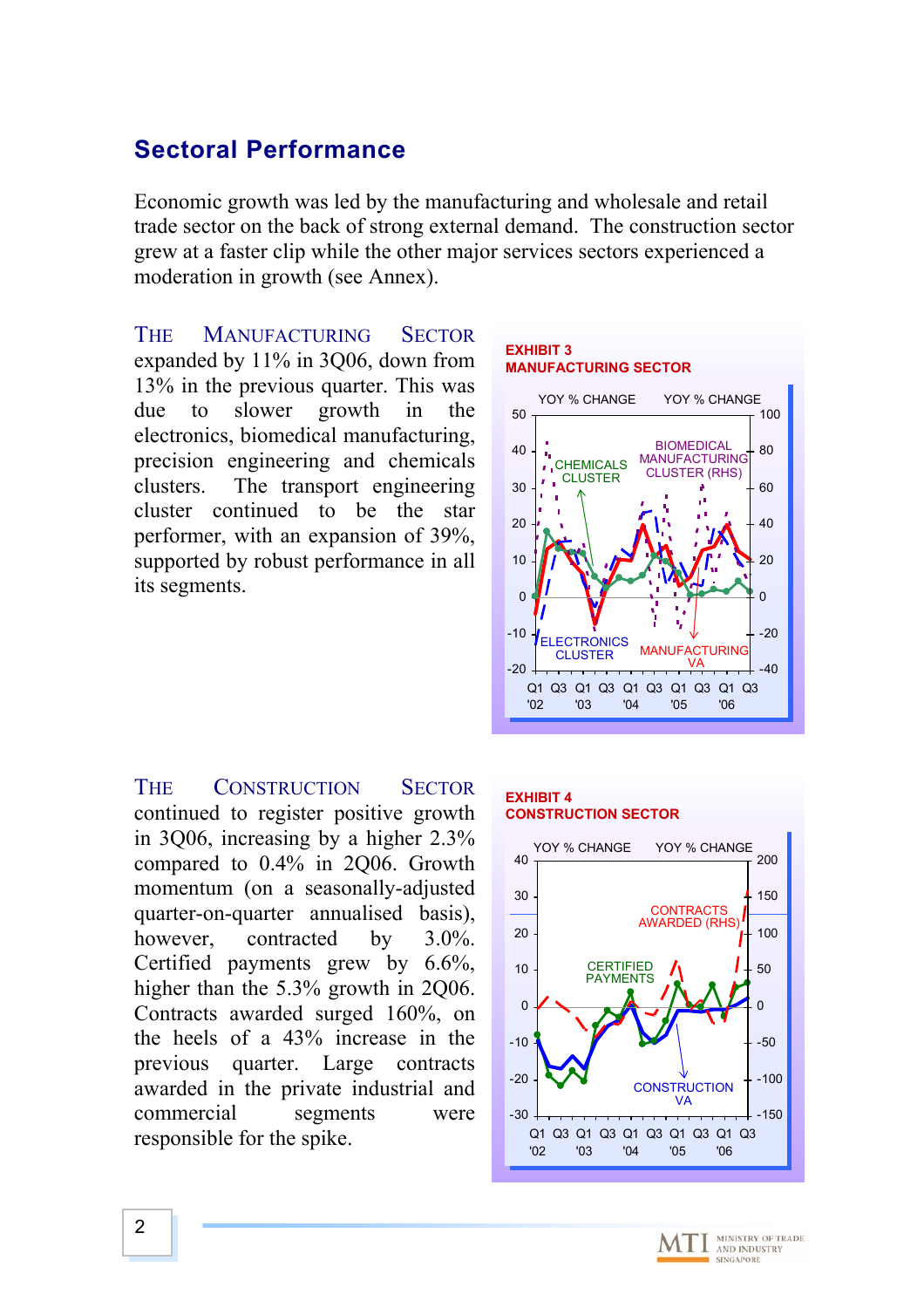## Sectoral Performance

Economic growth was led by the manufacturing and wholesale and retail trade sector on the back of strong external demand. The construction sector grew at a faster clip while the other major services sectors experienced a moderation in growth (see Annex).

THE MANUFACTURING SECTOR expanded by 11% in 3Q06, down from 13% in the previous quarter. This was due to slower growth in the electronics, biomedical manufacturing, precision engineering and chemicals clusters. The transport engineering cluster continued to be the star performer, with an expansion of 39%, supported by robust performance in all its segments.

**EXHIBIT 3**
**MANUFACTURING SECTOR**

THE CONSTRUCTION SECTOR continued to register positive growth in 3Q06, increasing by a higher 2.3% compared to 0.4% in 2Q06. Growth momentum (on a seasonally-adjusted quarter-on-quarter annualised basis), however, contracted by 3.0%. Certified payments grew by 6.6%, higher than the 5.3% growth in 2Q06. Contracts awarded surged 160%, on the heels of a 43% increase in the previous quarter. Large contracts awarded in the private industrial and commercial segments were responsible for the spike.

**EXHIBIT 4**
**CONSTRUCTION SECTOR**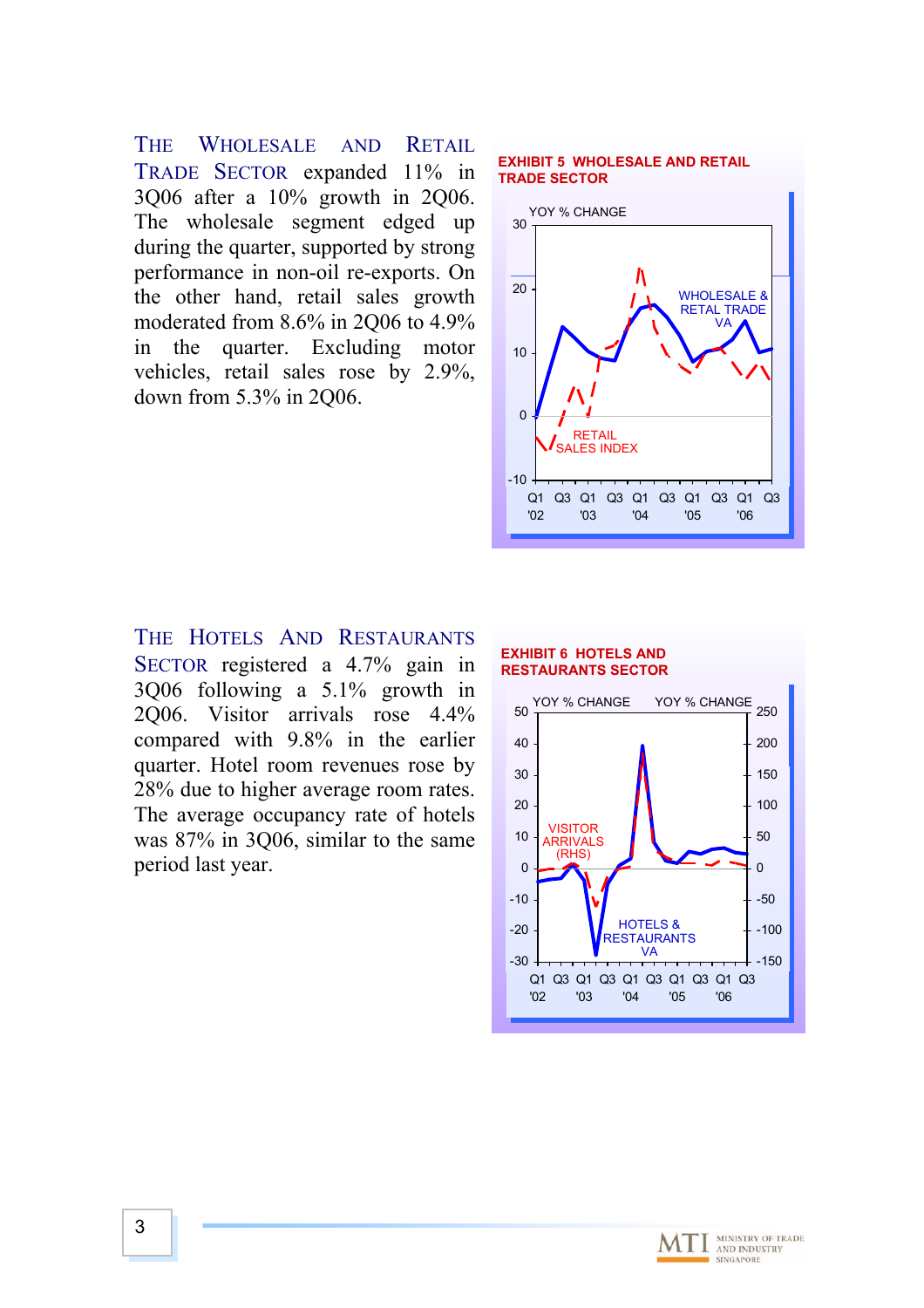**The Wholesale and Retail Trade Sector** expanded 11% in 3Q06 after a 10% growth in 2Q06. The wholesale segment edged up during the quarter, supported by strong performance in non-oil re-exports. On the other hand, retail sales growth moderated from 8.6% in 2Q06 to 4.9% in the quarter. Excluding motor vehicles, retail sales rose by 2.9%, down from 5.3% in 2Q06.

**EXHIBIT 5 WHOLESALE AND RETAIL TRADE SECTOR**

**The Hotels and Restaurants Sector** registered a 4.7% gain in 3Q06 following a 5.1% growth in 2Q06. Visitor arrivals rose 4.4% compared with 9.8% in the earlier quarter. Hotel room revenues rose by 28% due to higher average room rates. The average occupancy rate of hotels was 87% in 3Q06, similar to the same period last year.

**EXHIBIT 6 HOTELS AND RESTAURANTS SECTOR**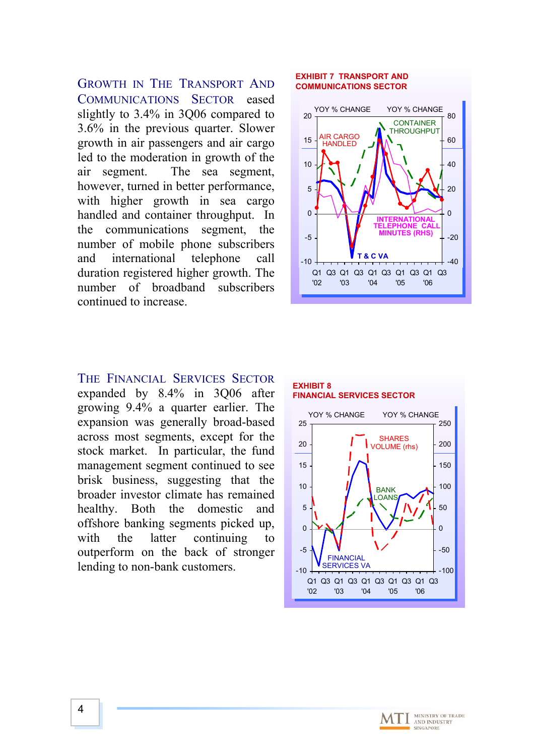GROWTH IN THE TRANSPORT AND COMMUNICATIONS SECTOR eased slightly to 3.4% in 3Q06 compared to 3.6% in the previous quarter. Slower growth in air passengers and air cargo led to the moderation in growth of the air segment. The sea segment, however, turned in better performance, with higher growth in sea cargo handled and container throughput. In the communications segment, the number of mobile phone subscribers and international telephone call duration registered higher growth. The number of broadband subscribers continued to increase.

**EXHIBIT 7 TRANSPORT AND COMMUNICATIONS SECTOR**

THE FINANCIAL SERVICES SECTOR expanded by 8.4% in 3Q06 after growing 9.4% a quarter earlier. The expansion was generally broad-based across most segments, except for the stock market. In particular, the fund management segment continued to see brisk business, suggesting that the broader investor climate has remained healthy. Both the domestic and offshore banking segments picked up, with the latter continuing to outperform on the back of stronger lending to non-bank customers.

**EXHIBIT 8 FINANCIAL SERVICES SECTOR**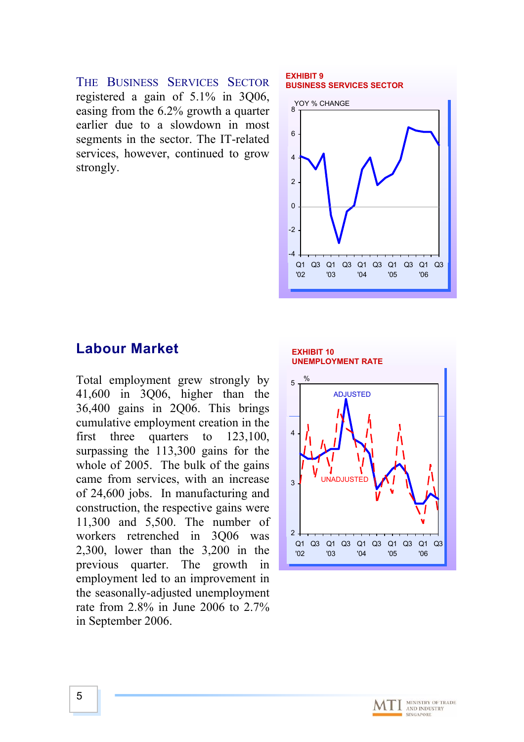**THE BUSINESS SERVICES SECTOR** registered a gain of 5.1% in 3Q06, easing from the 6.2% growth a quarter earlier due to a slowdown in most segments in the sector. The IT-related services, however, continued to grow strongly.

**EXHIBIT 9**
**BUSINESS SERVICES SECTOR**

## Labour Market

Total employment grew strongly by 41,600 in 3Q06, higher than the 36,400 gains in 2Q06. This brings cumulative employment creation in the first three quarters to 123,100, surpassing the 113,300 gains for the whole of 2005. The bulk of the gains came from services, with an increase of 24,600 jobs. In manufacturing and construction, the respective gains were 11,300 and 5,500. The number of workers retrenched in 3Q06 was 2,300, lower than the 3,200 in the previous quarter. The growth in employment led to an improvement in the seasonally-adjusted unemployment rate from 2.8% in June 2006 to 2.7% in September 2006.

**EXHIBIT 10**
**UNEMPLOYMENT RATE**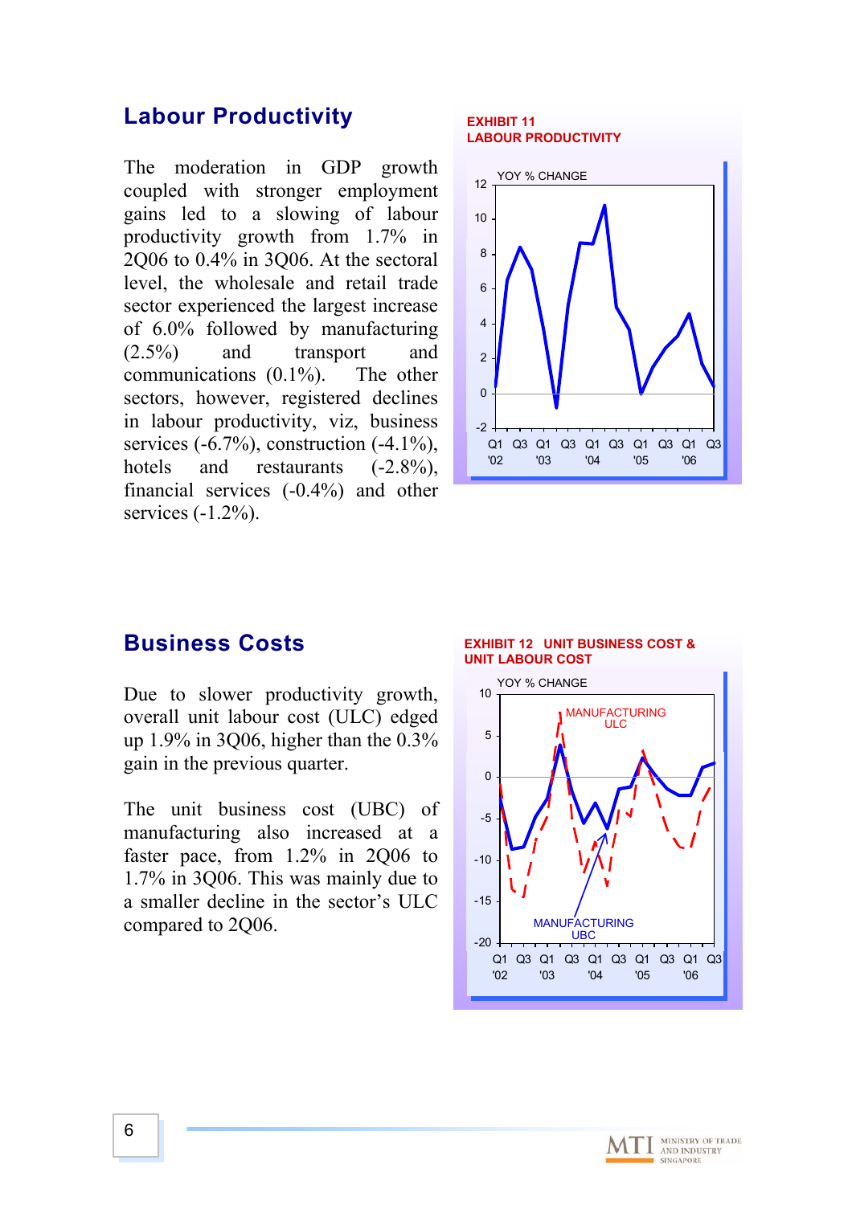## Labour Productivity

The moderation in GDP growth coupled with stronger employment gains led to a slowing of labour productivity growth from 1.7% in 2Q06 to 0.4% in 3Q06. At the sectoral level, the wholesale and retail trade sector experienced the largest increase of 6.0% followed by manufacturing (2.5%) and transport and communications (0.1%). The other sectors, however, registered declines in labour productivity, viz, business services (-6.7%), construction (-4.1%), hotels and restaurants (-2.8%), financial services (-0.4%) and other services (-1.2%).

**EXHIBIT 11**
**LABOUR PRODUCTIVITY**

## Business Costs

Due to slower productivity growth, overall unit labour cost (ULC) edged up 1.9% in 3Q06, higher than the 0.3% gain in the previous quarter.

The unit business cost (UBC) of manufacturing also increased at a faster pace, from 1.2% in 2Q06 to 1.7% in 3Q06. This was mainly due to a smaller decline in the sector's ULC compared to 2Q06.

**EXHIBIT 12 UNIT BUSINESS COST & UNIT LABOUR COST**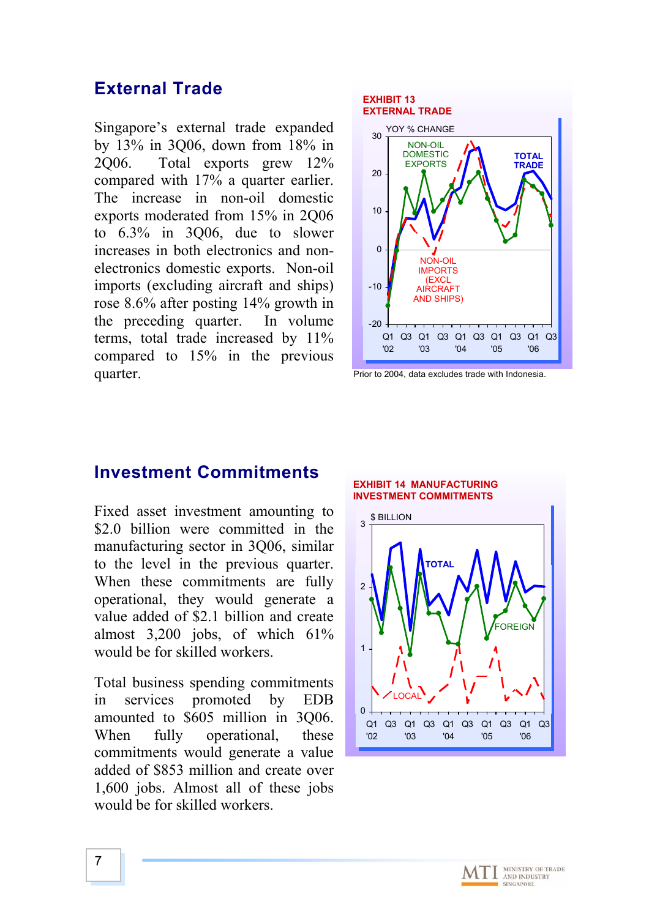## External Trade

Singapore's external trade expanded by 13% in 3Q06, down from 18% in 2Q06. Total exports grew 12% compared with 17% a quarter earlier. The increase in non-oil domestic exports moderated from 15% in 2Q06 to 6.3% in 3Q06, due to slower increases in both electronics and non-electronics domestic exports. Non-oil imports (excluding aircraft and ships) rose 8.6% after posting 14% growth in the preceding quarter. In volume terms, total trade increased by 11% compared to 15% in the previous quarter.

**EXHIBIT 13**
**EXTERNAL TRADE**

Prior to 2004, data excludes trade with Indonesia.

## Investment Commitments

Fixed asset investment amounting to \$2.0 billion were committed in the manufacturing sector in 3Q06, similar to the level in the previous quarter. When these commitments are fully operational, they would generate a value added of \$2.1 billion and create almost 3,200 jobs, of which 61% would be for skilled workers.

Total business spending commitments in services promoted by EDB amounted to \$605 million in 3Q06. When fully operational, these commitments would generate a value added of \$853 million and create over 1,600 jobs. Almost all of these jobs would be for skilled workers.

**EXHIBIT 14 MANUFACTURING INVESTMENT COMMITMENTS**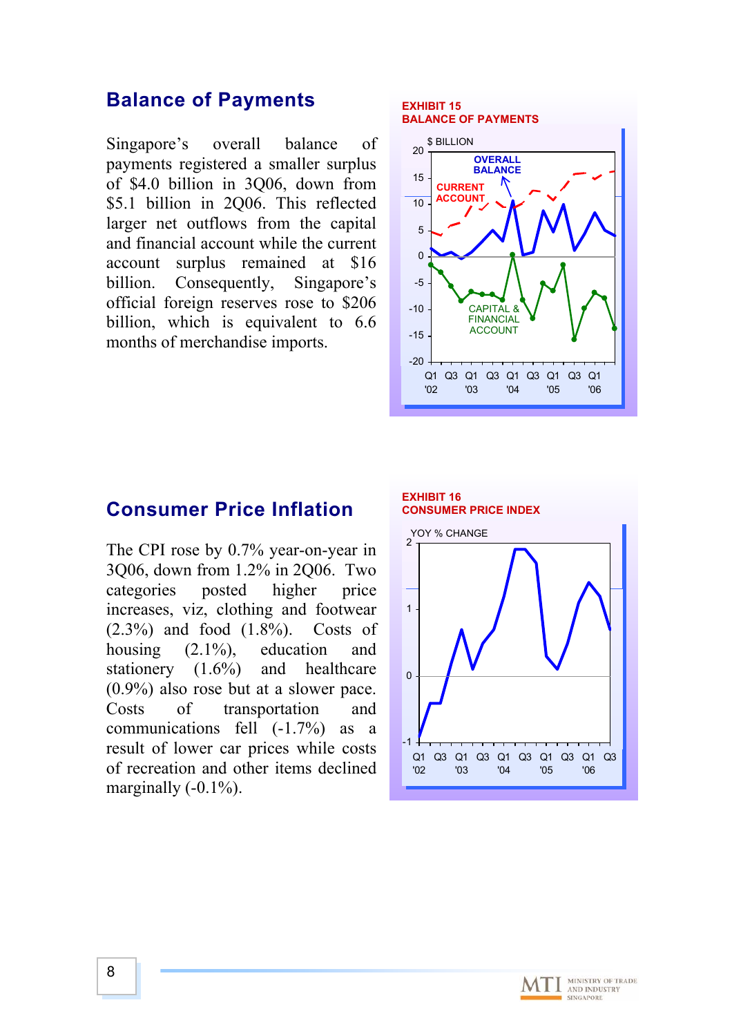## Balance of Payments

Singapore's overall balance of payments registered a smaller surplus of $4.0 billion in 3Q06, down from $5.1 billion in 2Q06. This reflected larger net outflows from the capital and financial account while the current account surplus remained at $16 billion. Consequently, Singapore's official foreign reserves rose to $206 billion, which is equivalent to 6.6 months of merchandise imports.

**EXHIBIT 15**
**BALANCE OF PAYMENTS**

## Consumer Price Inflation

The CPI rose by 0.7% year-on-year in 3Q06, down from 1.2% in 2Q06. Two categories posted higher price increases, viz, clothing and footwear (2.3%) and food (1.8%). Costs of housing (2.1%), education and stationery (1.6%) and healthcare (0.9%) also rose but at a slower pace. Costs of transportation and communications fell (-1.7%) as a result of lower car prices while costs of recreation and other items declined marginally (-0.1%).

**EXHIBIT 16**
**CONSUMER PRICE INDEX**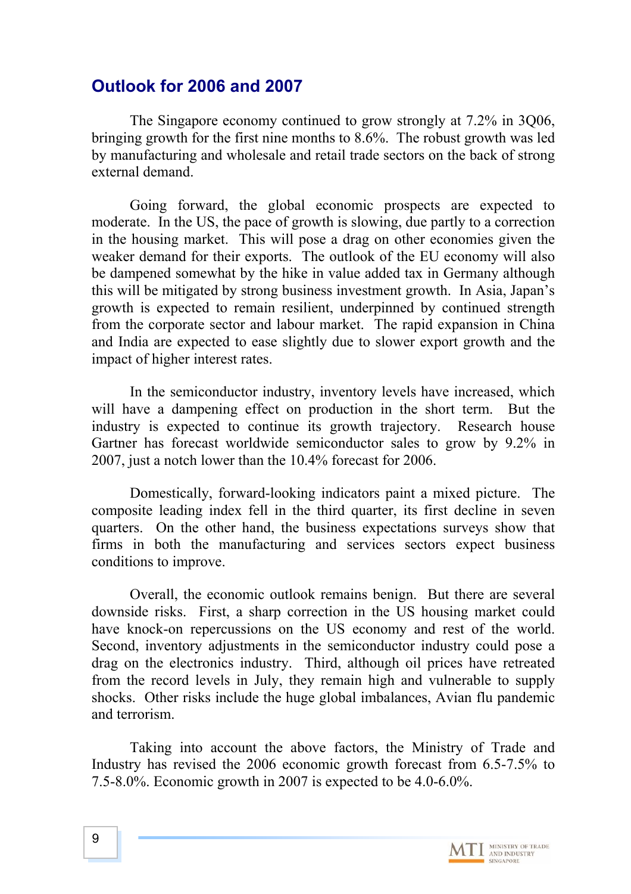## Outlook for 2006 and 2007

The Singapore economy continued to grow strongly at 7.2% in 3Q06, bringing growth for the first nine months to 8.6%. The robust growth was led by manufacturing and wholesale and retail trade sectors on the back of strong external demand.

Going forward, the global economic prospects are expected to moderate. In the US, the pace of growth is slowing, due partly to a correction in the housing market. This will pose a drag on other economies given the weaker demand for their exports. The outlook of the EU economy will also be dampened somewhat by the hike in value added tax in Germany although this will be mitigated by strong business investment growth. In Asia, Japan's growth is expected to remain resilient, underpinned by continued strength from the corporate sector and labour market. The rapid expansion in China and India are expected to ease slightly due to slower export growth and the impact of higher interest rates.

In the semiconductor industry, inventory levels have increased, which will have a dampening effect on production in the short term. But the industry is expected to continue its growth trajectory. Research house Gartner has forecast worldwide semiconductor sales to grow by 9.2% in 2007, just a notch lower than the 10.4% forecast for 2006.

Domestically, forward-looking indicators paint a mixed picture. The composite leading index fell in the third quarter, its first decline in seven quarters. On the other hand, the business expectations surveys show that firms in both the manufacturing and services sectors expect business conditions to improve.

Overall, the economic outlook remains benign. But there are several downside risks. First, a sharp correction in the US housing market could have knock-on repercussions on the US economy and rest of the world. Second, inventory adjustments in the semiconductor industry could pose a drag on the electronics industry. Third, although oil prices have retreated from the record levels in July, they remain high and vulnerable to supply shocks. Other risks include the huge global imbalances, Avian flu pandemic and terrorism.

Taking into account the above factors, the Ministry of Trade and Industry has revised the 2006 economic growth forecast from 6.5-7.5% to 7.5-8.0%. Economic growth in 2007 is expected to be 4.0-6.0%.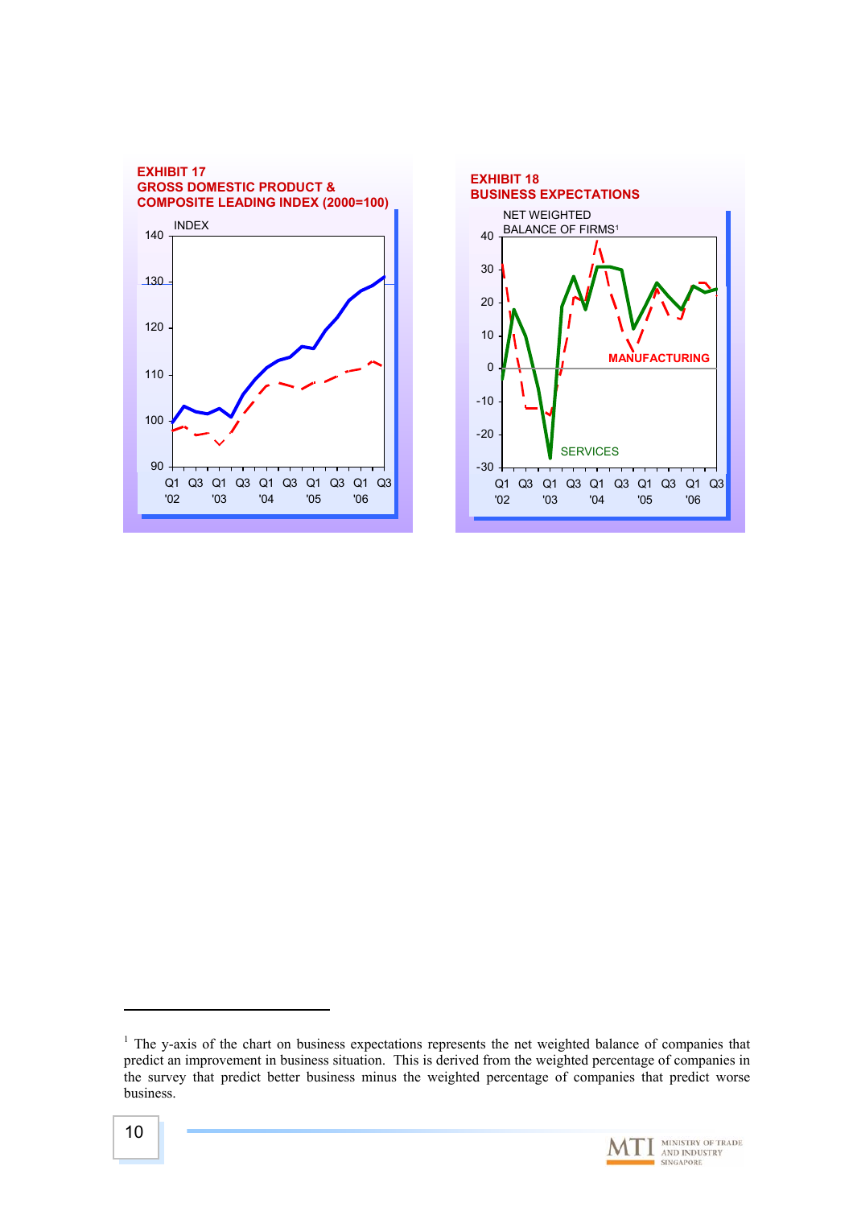**EXHIBIT 17**
**GROSS DOMESTIC PRODUCT & COMPOSITE LEADING INDEX (2000=100)**

INDEX

140, 130, 120, 110, 100, 90

Q1 '02, Q3, Q1 '03, Q3, Q1 '04, Q3, Q1 '05, Q3, Q1 '06, Q3

**EXHIBIT 18**
**BUSINESS EXPECTATIONS**

NET WEIGHTED BALANCE OF FIRMS[1]

40, 30, 20, 10, 0, -10, -20, -30

MANUFACTURING

SERVICES

Q1 '02, Q3, Q1 '03, Q3, Q1 '04, Q3, Q1 '05, Q3, Q1 '06, Q3

---

[1] The y-axis of the chart on business expectations represents the net weighted balance of companies that predict an improvement in business situation. This is derived from the weighted percentage of companies in the survey that predict better business minus the weighted percentage of companies that predict worse business.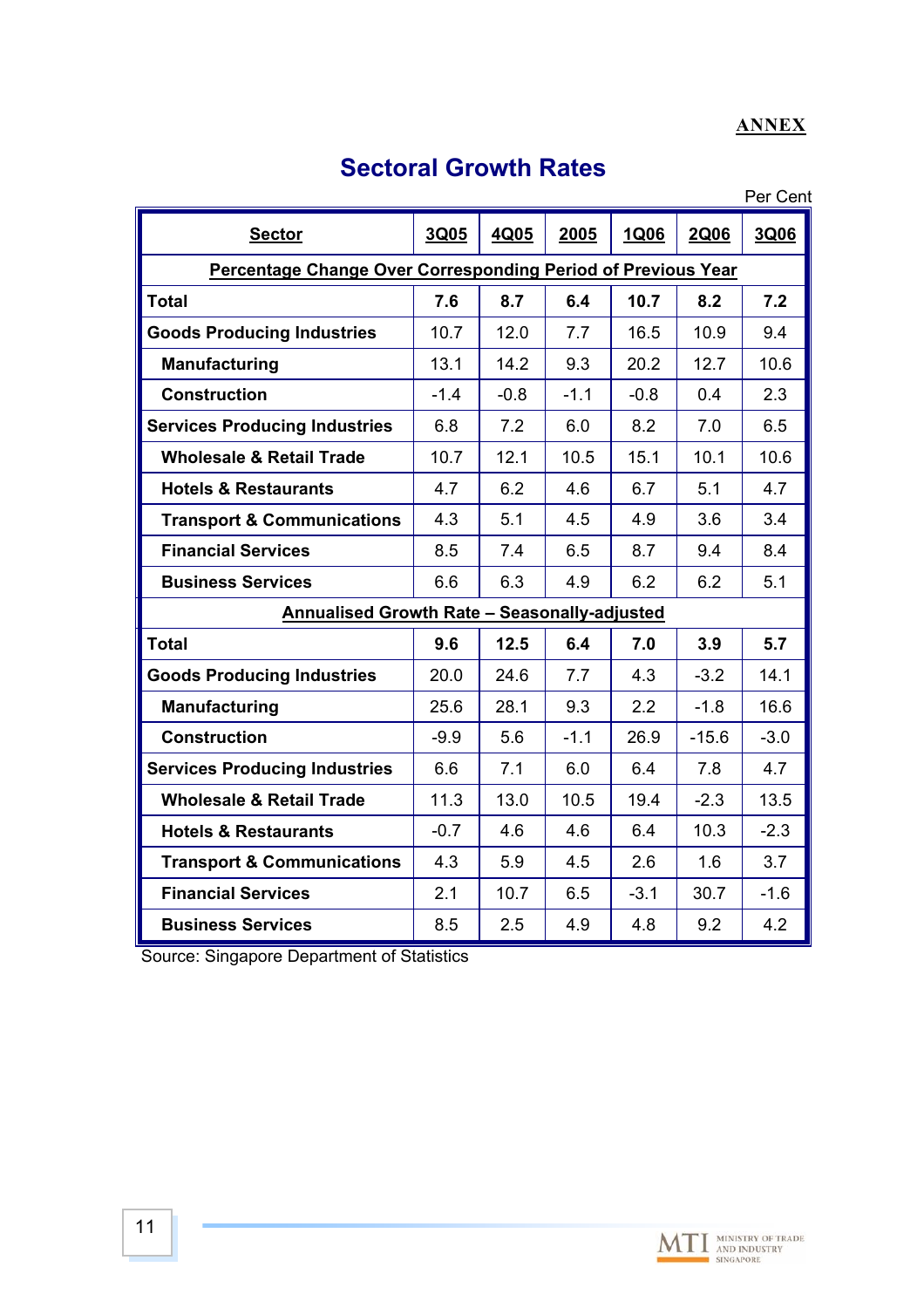**ANNEX**

## Sectoral Growth Rates

Per Cent

| Sector | 3Q05 | 4Q05 | 2005 | 1Q06 | 2Q06 | 3Q06 |
|---|---|---|---|---|---|---|
| **Percentage Change Over Corresponding Period of Previous Year** | | | | | | |
| **Total** | **7.6** | **8.7** | **6.4** | **10.7** | **8.2** | **7.2** |
| **Goods Producing Industries** | 10.7 | 12.0 | 7.7 | 16.5 | 10.9 | 9.4 |
| **Manufacturing** | 13.1 | 14.2 | 9.3 | 20.2 | 12.7 | 10.6 |
| **Construction** | -1.4 | -0.8 | -1.1 | -0.8 | 0.4 | 2.3 |
| **Services Producing Industries** | 6.8 | 7.2 | 6.0 | 8.2 | 7.0 | 6.5 |
| **Wholesale & Retail Trade** | 10.7 | 12.1 | 10.5 | 15.1 | 10.1 | 10.6 |
| **Hotels & Restaurants** | 4.7 | 6.2 | 4.6 | 6.7 | 5.1 | 4.7 |
| **Transport & Communications** | 4.3 | 5.1 | 4.5 | 4.9 | 3.6 | 3.4 |
| **Financial Services** | 8.5 | 7.4 | 6.5 | 8.7 | 9.4 | 8.4 |
| **Business Services** | 6.6 | 6.3 | 4.9 | 6.2 | 6.2 | 5.1 |
| **Annualised Growth Rate – Seasonally-adjusted** | | | | | | |
| **Total** | **9.6** | **12.5** | **6.4** | **7.0** | **3.9** | **5.7** |
| **Goods Producing Industries** | 20.0 | 24.6 | 7.7 | 4.3 | -3.2 | 14.1 |
| **Manufacturing** | 25.6 | 28.1 | 9.3 | 2.2 | -1.8 | 16.6 |
| **Construction** | -9.9 | 5.6 | -1.1 | 26.9 | -15.6 | -3.0 |
| **Services Producing Industries** | 6.6 | 7.1 | 6.0 | 6.4 | 7.8 | 4.7 |
| **Wholesale & Retail Trade** | 11.3 | 13.0 | 10.5 | 19.4 | -2.3 | 13.5 |
| **Hotels & Restaurants** | -0.7 | 4.6 | 4.6 | 6.4 | 10.3 | -2.3 |
| **Transport & Communications** | 4.3 | 5.9 | 4.5 | 2.6 | 1.6 | 3.7 |
| **Financial Services** | 2.1 | 10.7 | 6.5 | -3.1 | 30.7 | -1.6 |
| **Business Services** | 8.5 | 2.5 | 4.9 | 4.8 | 9.2 | 4.2 |

Source: Singapore Department of Statistics